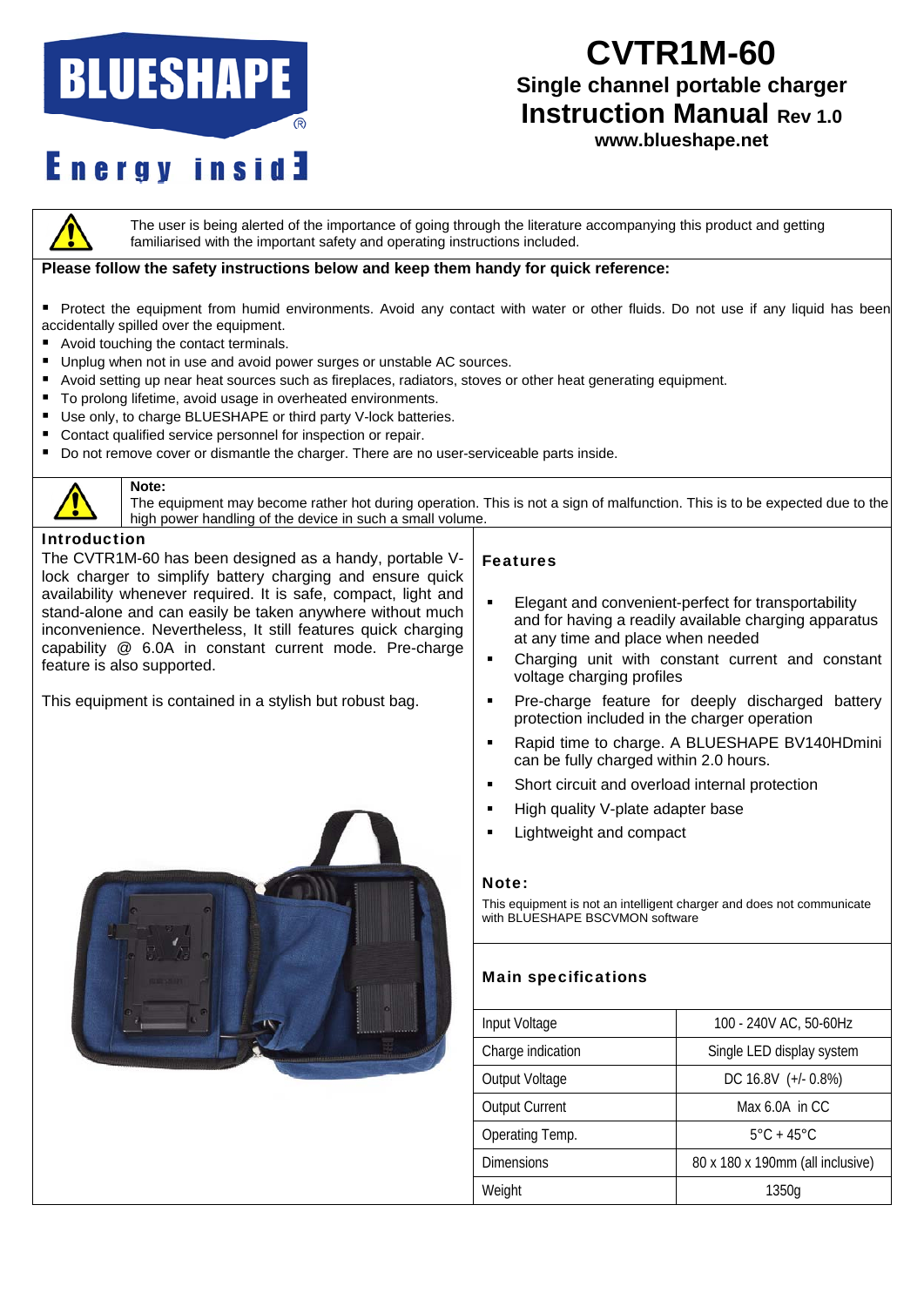BLUESHAPE®

Energy insid3

# CVTR1M-60

## Single channel portable charger

## Instruction Manual Rev 1.0

**www.blueshape.net**

The user is being alerted of the importance of going through the literature accompanying this product and getting familiarised with the important safety and operating instructions included.

**Please follow the safety instructions below and keep them handy for quick reference:**

- Protect the equipment from humid environments. Avoid any contact with water or other fluids. Do not use if any liquid has been accidentally spilled over the equipment.
- Avoid touching the contact terminals.
- Unplug when not in use and avoid power surges or unstable AC sources.
- Avoid setting up near heat sources such as fireplaces, radiators, stoves or other heat generating equipment.
- To prolong lifetime, avoid usage in overheated environments.
- Use only, to charge BLUESHAPE or third party V-lock batteries.
- Contact qualified service personnel for inspection or repair.
- Do not remove cover or dismantle the charger. There are no user-serviceable parts inside.

**Note:**
The equipment may become rather hot during operation. This is not a sign of malfunction. This is to be expected due to the high power handling of the device in such a small volume.

### Introduction

The CVTR1M-60 has been designed as a handy, portable V-lock charger to simplify battery charging and ensure quick availability whenever required. It is safe, compact, light and stand-alone and can easily be taken anywhere without much inconvenience. Nevertheless, It still features quick charging capability @ 6.0A in constant current mode. Pre-charge feature is also supported.

This equipment is contained in a stylish but robust bag.

### Features

- Elegant and convenient-perfect for transportability and for having a readily available charging apparatus at any time and place when needed
- Charging unit with constant current and constant voltage charging profiles
- Pre-charge feature for deeply discharged battery protection included in the charger operation
- Rapid time to charge. A BLUESHAPE BV140HDmini can be fully charged within 2.0 hours.
- Short circuit and overload internal protection
- High quality V-plate adapter base
- Lightweight and compact

### Note:

This equipment is not an intelligent charger and does not communicate with BLUESHAPE BSCVMON software

### Main specifications

| | |
|---|---|
| Input Voltage | 100 - 240V AC, 50-60Hz |
| Charge indication | Single LED display system |
| Output Voltage | DC 16.8V (+/- 0.8%) |
| Output Current | Max 6.0A in CC |
| Operating Temp. | 5°C + 45°C |
| Dimensions | 80 x 180 x 190mm (all inclusive) |
| Weight | 1350g |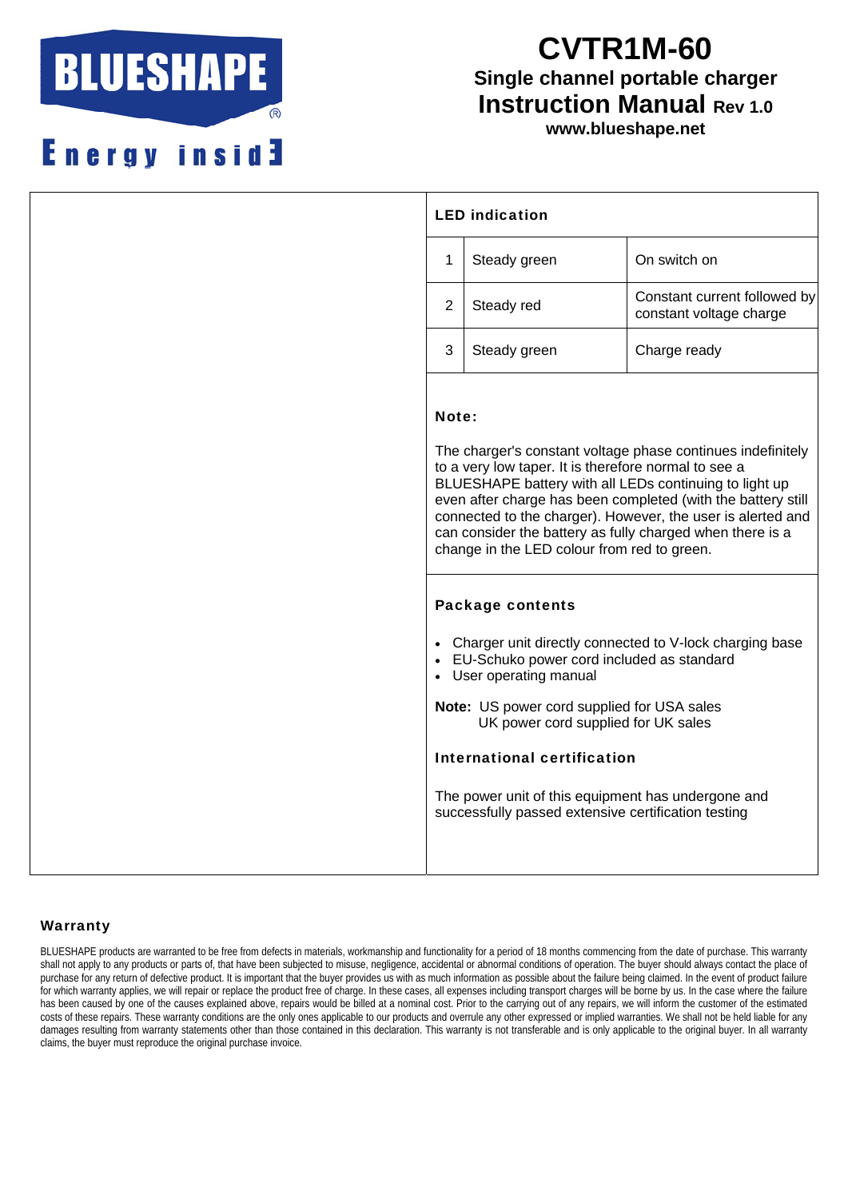# BLUESHAPE

Energy insid3

# CVTR1M-60

## Single channel portable charger

## Instruction Manual Rev 1.0

**www.blueshape.net**

### LED indication

| | | |
|---|---|---|
| 1 | Steady green | On switch on |
| 2 | Steady red | Constant current followed by constant voltage charge |
| 3 | Steady green | Charge ready |

**Note:**

The charger's constant voltage phase continues indefinitely to a very low taper. It is therefore normal to see a BLUESHAPE battery with all LEDs continuing to light up even after charge has been completed (with the battery still connected to the charger). However, the user is alerted and can consider the battery as fully charged when there is a change in the LED colour from red to green.

### Package contents

- Charger unit directly connected to V-lock charging base
- EU-Schuko power cord included as standard
- User operating manual

**Note:** US power cord supplied for USA sales
UK power cord supplied for UK sales

### International certification

The power unit of this equipment has undergone and successfully passed extensive certification testing

### Warranty

BLUESHAPE products are warranted to be free from defects in materials, workmanship and functionality for a period of 18 months commencing from the date of purchase. This warranty shall not apply to any products or parts of, that have been subjected to misuse, negligence, accidental or abnormal conditions of operation. The buyer should always contact the place of purchase for any return of defective product. It is important that the buyer provides us with as much information as possible about the failure being claimed. In the event of product failure for which warranty applies, we will repair or replace the product free of charge. In these cases, all expenses including transport charges will be borne by us. In the case where the failure has been caused by one of the causes explained above, repairs would be billed at a nominal cost. Prior to the carrying out of any repairs, we will inform the customer of the estimated costs of these repairs. These warranty conditions are the only ones applicable to our products and overrule any other expressed or implied warranties. We shall not be held liable for any damages resulting from warranty statements other than those contained in this declaration. This warranty is not transferable and is only applicable to the original buyer. In all warranty claims, the buyer must reproduce the original purchase invoice.